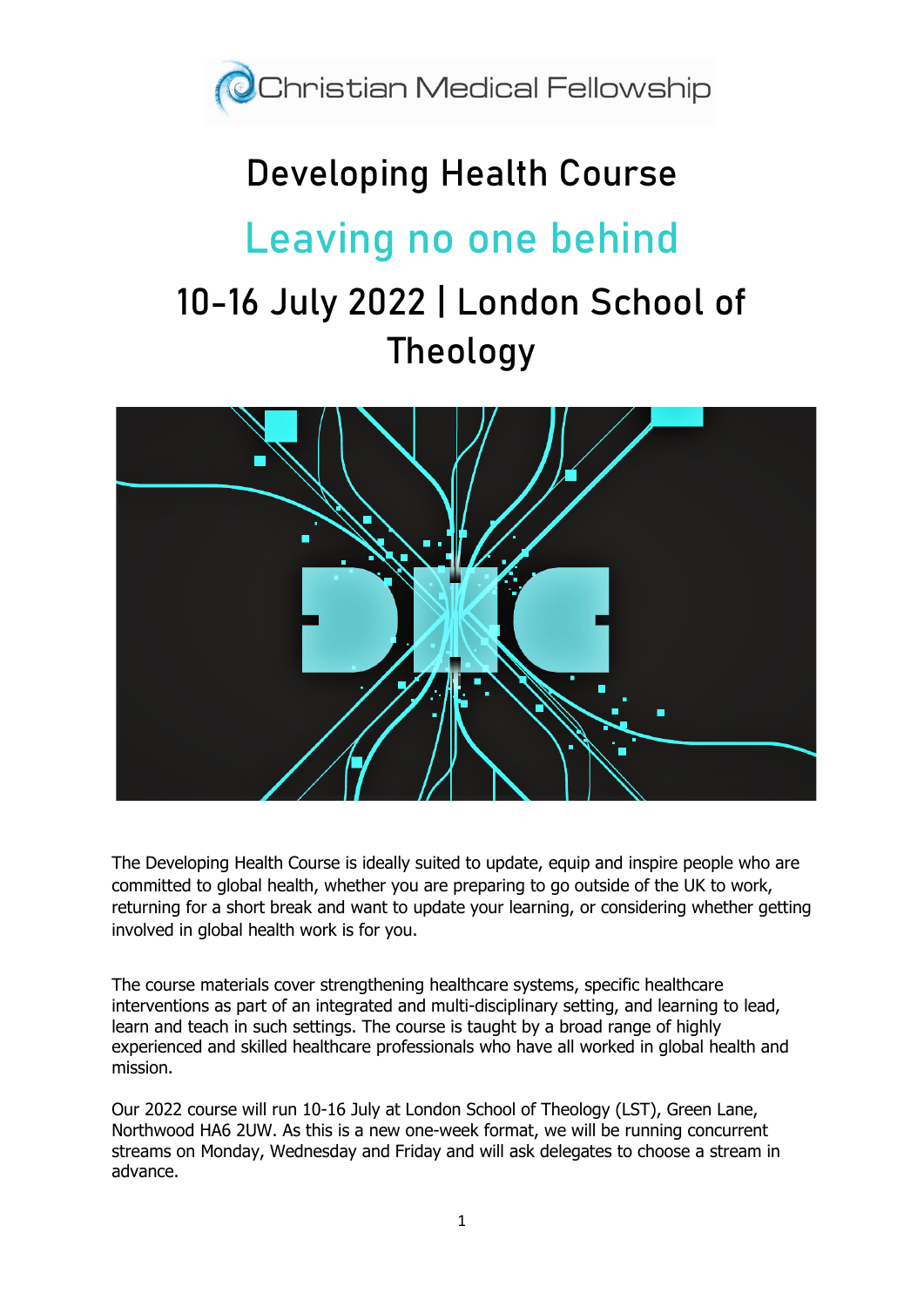Christian Medical Fellowship

# Developing Health Course

## Leaving no one behind

## 10-16 July 2022 | London School of Theology

The Developing Health Course is ideally suited to update, equip and inspire people who are committed to global health, whether you are preparing to go outside of the UK to work, returning for a short break and want to update your learning, or considering whether getting involved in global health work is for you.

The course materials cover strengthening healthcare systems, specific healthcare interventions as part of an integrated and multi-disciplinary setting, and learning to lead, learn and teach in such settings. The course is taught by a broad range of highly experienced and skilled healthcare professionals who have all worked in global health and mission.

Our 2022 course will run 10-16 July at London School of Theology (LST), Green Lane, Northwood HA6 2UW. As this is a new one-week format, we will be running concurrent streams on Monday, Wednesday and Friday and will ask delegates to choose a stream in advance.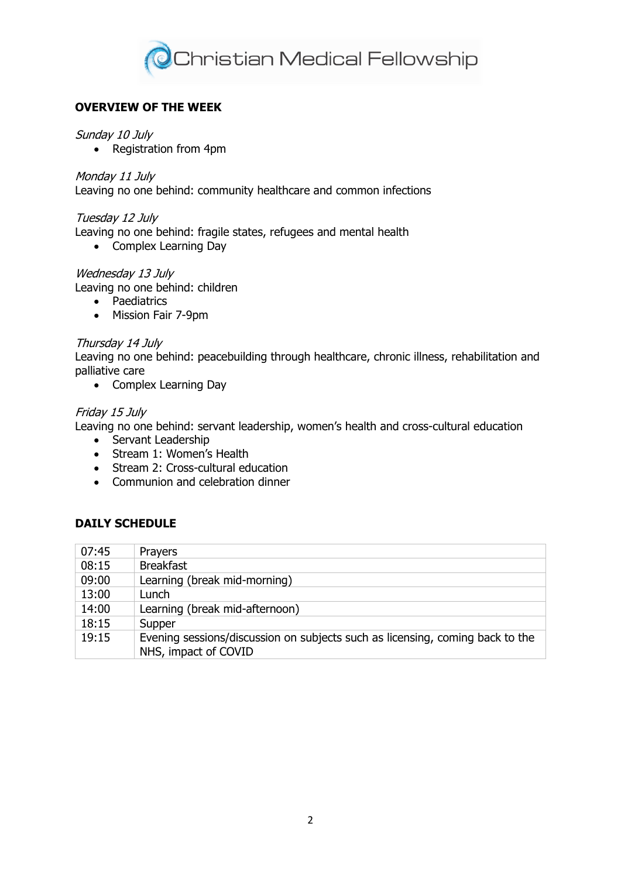## OVERVIEW OF THE WEEK

*Sunday 10 July*

- Registration from 4pm

*Monday 11 July*

Leaving no one behind: community healthcare and common infections

*Tuesday 12 July*

Leaving no one behind: fragile states, refugees and mental health

- Complex Learning Day

*Wednesday 13 July*

Leaving no one behind: children

- Paediatrics
- Mission Fair 7-9pm

*Thursday 14 July*

Leaving no one behind: peacebuilding through healthcare, chronic illness, rehabilitation and palliative care

- Complex Learning Day

*Friday 15 July*

Leaving no one behind: servant leadership, women's health and cross-cultural education

- Servant Leadership
- Stream 1: Women's Health
- Stream 2: Cross-cultural education
- Communion and celebration dinner

## DAILY SCHEDULE

| | |
|---|---|
| 07:45 | Prayers |
| 08:15 | Breakfast |
| 09:00 | Learning (break mid-morning) |
| 13:00 | Lunch |
| 14:00 | Learning (break mid-afternoon) |
| 18:15 | Supper |
| 19:15 | Evening sessions/discussion on subjects such as licensing, coming back to the NHS, impact of COVID |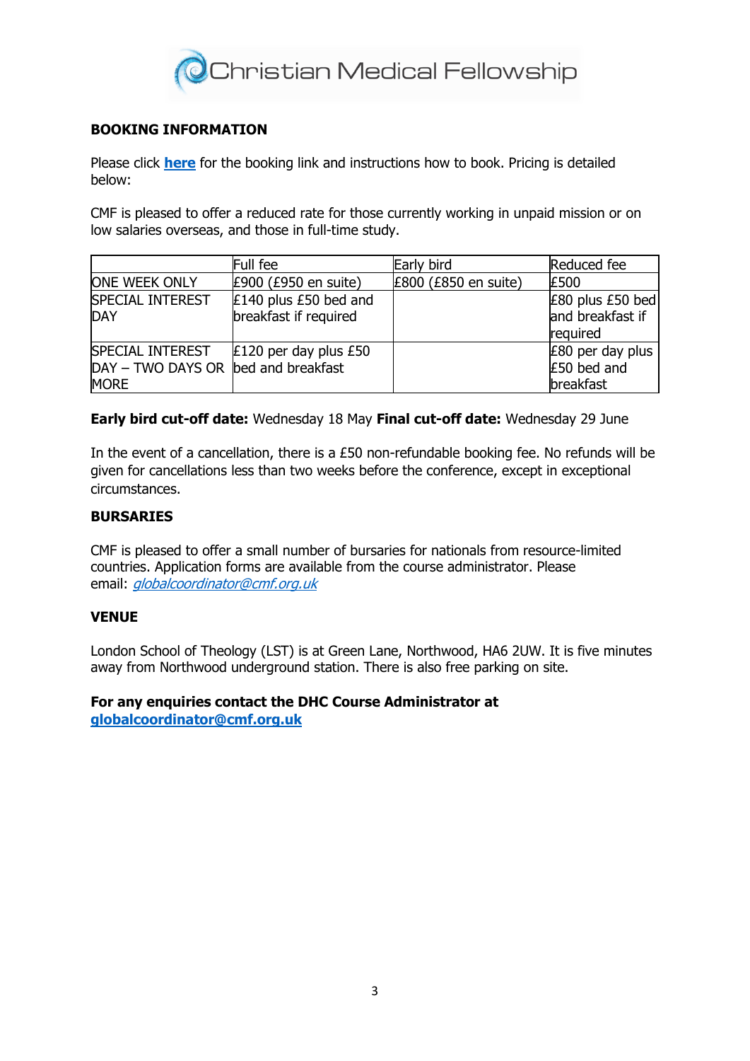**BOOKING INFORMATION**

Please click **here** for the booking link and instructions how to book. Pricing is detailed below:

CMF is pleased to offer a reduced rate for those currently working in unpaid mission or on low salaries overseas, and those in full-time study.

| | Full fee | Early bird | Reduced fee |
|---|---|---|---|
| ONE WEEK ONLY | £900 (£950 en suite) | £800 (£850 en suite) | £500 |
| SPECIAL INTEREST DAY | £140 plus £50 bed and breakfast if required | | £80 plus £50 bed and breakfast if required |
| SPECIAL INTEREST DAY – TWO DAYS OR MORE | £120 per day plus £50 bed and breakfast | | £80 per day plus £50 bed and breakfast |

**Early bird cut-off date:** Wednesday 18 May **Final cut-off date:** Wednesday 29 June

In the event of a cancellation, there is a £50 non-refundable booking fee. No refunds will be given for cancellations less than two weeks before the conference, except in exceptional circumstances.

**BURSARIES**

CMF is pleased to offer a small number of bursaries for nationals from resource-limited countries. Application forms are available from the course administrator. Please email: *globalcoordinator@cmf.org.uk*

**VENUE**

London School of Theology (LST) is at Green Lane, Northwood, HA6 2UW. It is five minutes away from Northwood underground station. There is also free parking on site.

**For any enquiries contact the DHC Course Administrator at globalcoordinator@cmf.org.uk**